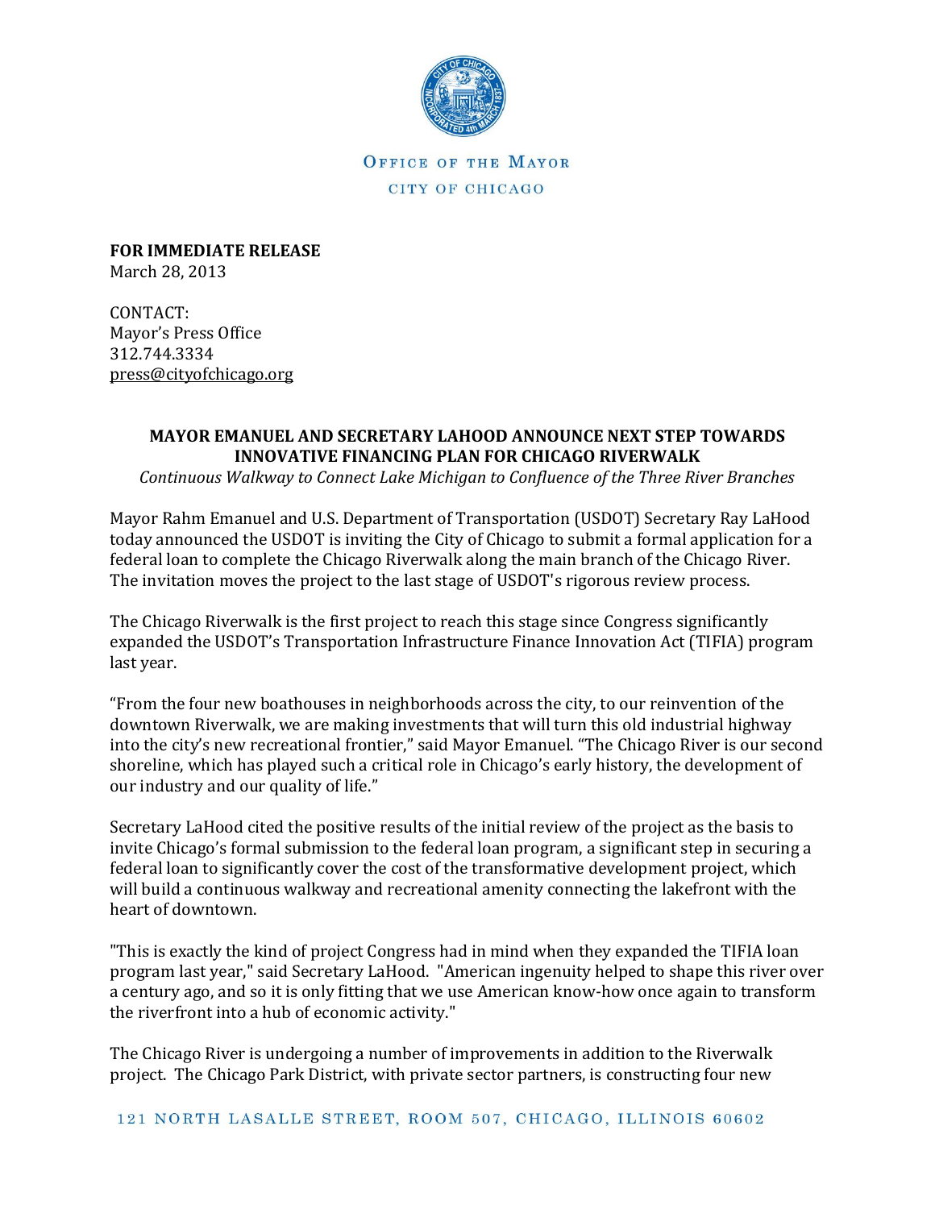OFFICE OF THE MAYOR

CITY OF CHICAGO

**FOR IMMEDIATE RELEASE**
March 28, 2013

CONTACT:
Mayor's Press Office
312.744.3334
press@cityofchicago.org

## MAYOR EMANUEL AND SECRETARY LAHOOD ANNOUNCE NEXT STEP TOWARDS INNOVATIVE FINANCING PLAN FOR CHICAGO RIVERWALK

*Continuous Walkway to Connect Lake Michigan to Confluence of the Three River Branches*

Mayor Rahm Emanuel and U.S. Department of Transportation (USDOT) Secretary Ray LaHood today announced the USDOT is inviting the City of Chicago to submit a formal application for a federal loan to complete the Chicago Riverwalk along the main branch of the Chicago River. The invitation moves the project to the last stage of USDOT's rigorous review process.

The Chicago Riverwalk is the first project to reach this stage since Congress significantly expanded the USDOT's Transportation Infrastructure Finance Innovation Act (TIFIA) program last year.

"From the four new boathouses in neighborhoods across the city, to our reinvention of the downtown Riverwalk, we are making investments that will turn this old industrial highway into the city's new recreational frontier," said Mayor Emanuel. "The Chicago River is our second shoreline, which has played such a critical role in Chicago's early history, the development of our industry and our quality of life."

Secretary LaHood cited the positive results of the initial review of the project as the basis to invite Chicago's formal submission to the federal loan program, a significant step in securing a federal loan to significantly cover the cost of the transformative development project, which will build a continuous walkway and recreational amenity connecting the lakefront with the heart of downtown.

"This is exactly the kind of project Congress had in mind when they expanded the TIFIA loan program last year," said Secretary LaHood. "American ingenuity helped to shape this river over a century ago, and so it is only fitting that we use American know-how once again to transform the riverfront into a hub of economic activity."

The Chicago River is undergoing a number of improvements in addition to the Riverwalk project. The Chicago Park District, with private sector partners, is constructing four new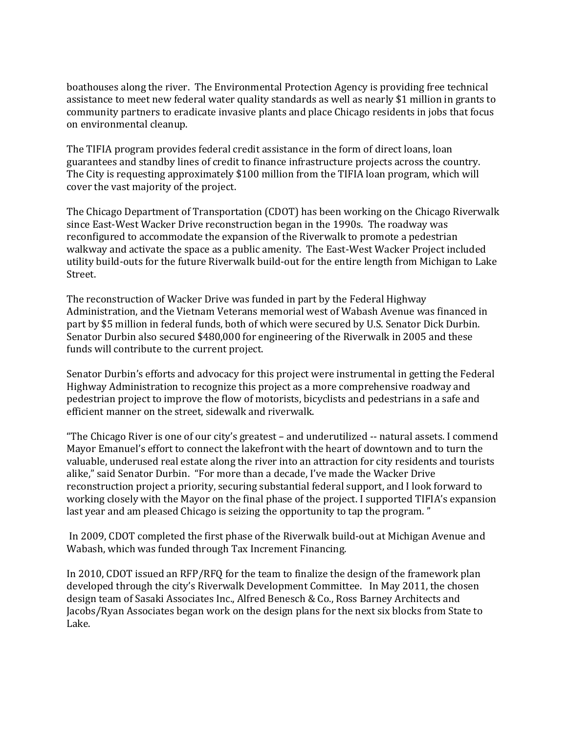boathouses along the river. The Environmental Protection Agency is providing free technical assistance to meet new federal water quality standards as well as nearly $1 million in grants to community partners to eradicate invasive plants and place Chicago residents in jobs that focus on environmental cleanup.

The TIFIA program provides federal credit assistance in the form of direct loans, loan guarantees and standby lines of credit to finance infrastructure projects across the country. The City is requesting approximately $100 million from the TIFIA loan program, which will cover the vast majority of the project.

The Chicago Department of Transportation (CDOT) has been working on the Chicago Riverwalk since East-West Wacker Drive reconstruction began in the 1990s. The roadway was reconfigured to accommodate the expansion of the Riverwalk to promote a pedestrian walkway and activate the space as a public amenity. The East-West Wacker Project included utility build-outs for the future Riverwalk build-out for the entire length from Michigan to Lake Street.

The reconstruction of Wacker Drive was funded in part by the Federal Highway Administration, and the Vietnam Veterans memorial west of Wabash Avenue was financed in part by $5 million in federal funds, both of which were secured by U.S. Senator Dick Durbin. Senator Durbin also secured $480,000 for engineering of the Riverwalk in 2005 and these funds will contribute to the current project.

Senator Durbin's efforts and advocacy for this project were instrumental in getting the Federal Highway Administration to recognize this project as a more comprehensive roadway and pedestrian project to improve the flow of motorists, bicyclists and pedestrians in a safe and efficient manner on the street, sidewalk and riverwalk.

"The Chicago River is one of our city's greatest – and underutilized -- natural assets. I commend Mayor Emanuel's effort to connect the lakefront with the heart of downtown and to turn the valuable, underused real estate along the river into an attraction for city residents and tourists alike," said Senator Durbin. "For more than a decade, I've made the Wacker Drive reconstruction project a priority, securing substantial federal support, and I look forward to working closely with the Mayor on the final phase of the project. I supported TIFIA's expansion last year and am pleased Chicago is seizing the opportunity to tap the program. "

In 2009, CDOT completed the first phase of the Riverwalk build-out at Michigan Avenue and Wabash, which was funded through Tax Increment Financing.

In 2010, CDOT issued an RFP/RFQ for the team to finalize the design of the framework plan developed through the city's Riverwalk Development Committee. In May 2011, the chosen design team of Sasaki Associates Inc., Alfred Benesch & Co., Ross Barney Architects and Jacobs/Ryan Associates began work on the design plans for the next six blocks from State to Lake.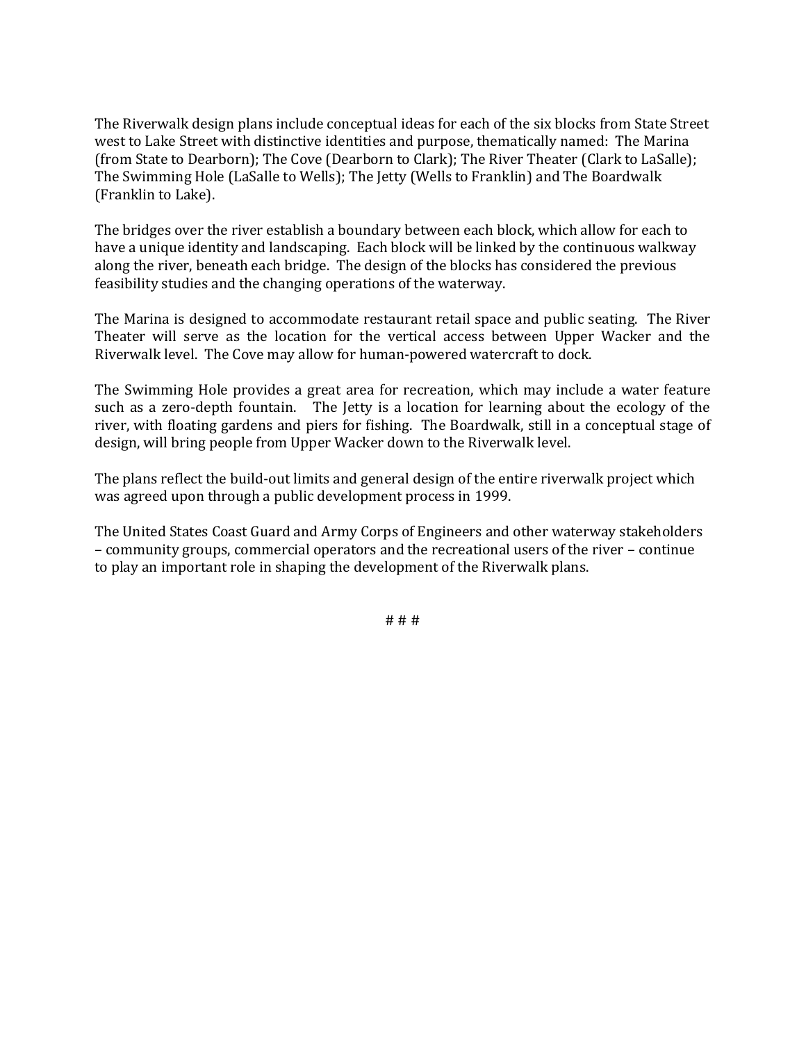The Riverwalk design plans include conceptual ideas for each of the six blocks from State Street west to Lake Street with distinctive identities and purpose, thematically named: The Marina (from State to Dearborn); The Cove (Dearborn to Clark); The River Theater (Clark to LaSalle); The Swimming Hole (LaSalle to Wells); The Jetty (Wells to Franklin) and The Boardwalk (Franklin to Lake).

The bridges over the river establish a boundary between each block, which allow for each to have a unique identity and landscaping. Each block will be linked by the continuous walkway along the river, beneath each bridge. The design of the blocks has considered the previous feasibility studies and the changing operations of the waterway.

The Marina is designed to accommodate restaurant retail space and public seating. The River Theater will serve as the location for the vertical access between Upper Wacker and the Riverwalk level. The Cove may allow for human-powered watercraft to dock.

The Swimming Hole provides a great area for recreation, which may include a water feature such as a zero-depth fountain. The Jetty is a location for learning about the ecology of the river, with floating gardens and piers for fishing. The Boardwalk, still in a conceptual stage of design, will bring people from Upper Wacker down to the Riverwalk level.

The plans reflect the build-out limits and general design of the entire riverwalk project which was agreed upon through a public development process in 1999.

The United States Coast Guard and Army Corps of Engineers and other waterway stakeholders – community groups, commercial operators and the recreational users of the river – continue to play an important role in shaping the development of the Riverwalk plans.

# # #